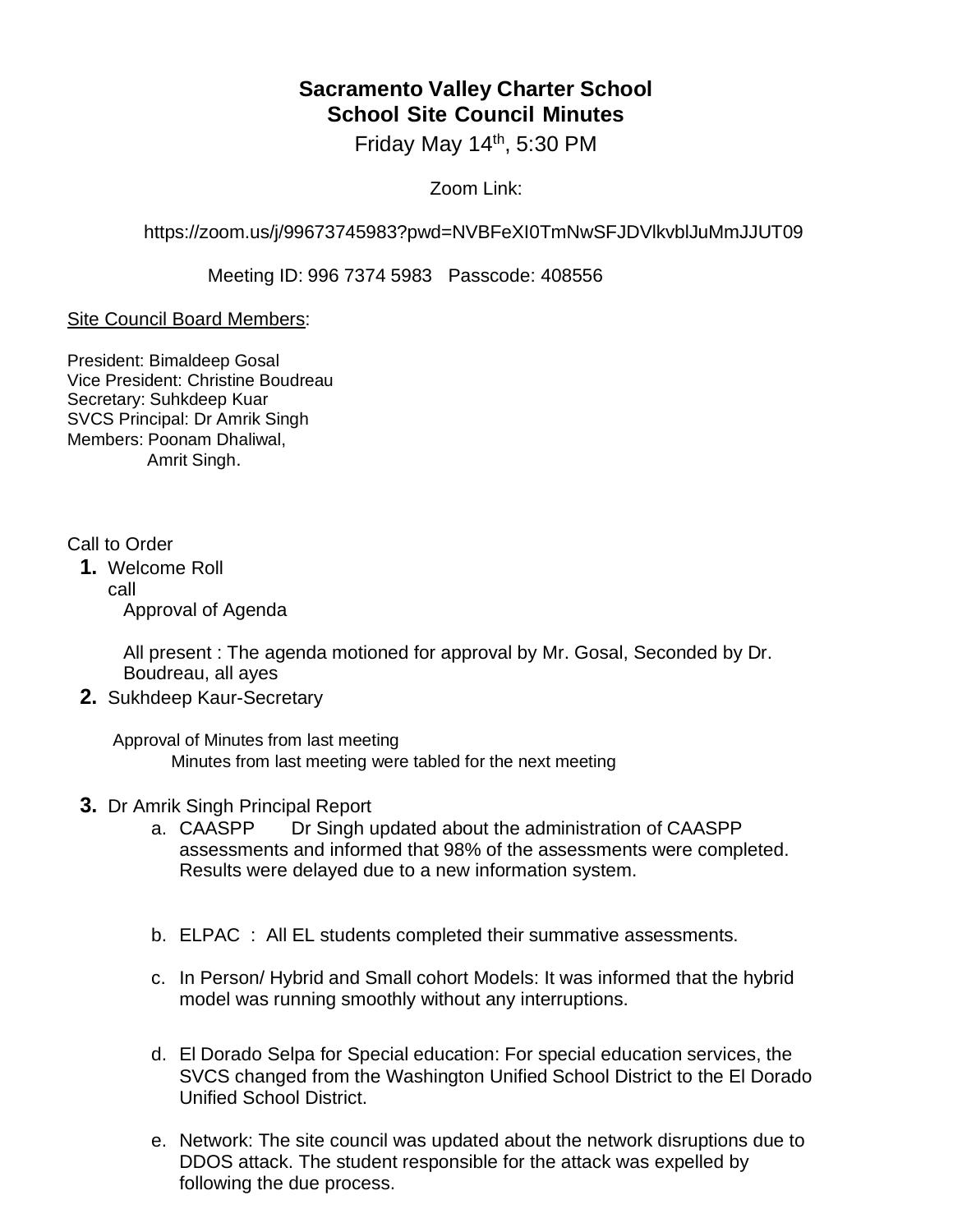# Sacramento Valley Charter School
## School Site Council Minutes

Friday May 14th, 5:30 PM

Zoom Link:

https://zoom.us/j/99673745983?pwd=NVBFeXI0TmNwSFJDVlkvblJuMmJJUT09

Meeting ID: 996 7374 5983   Passcode: 408556

Site Council Board Members:

President: Bimaldeep Gosal
Vice President: Christine Boudreau
Secretary: Suhkdeep Kuar
SVCS Principal: Dr Amrik Singh
Members: Poonam Dhaliwal,
Amrit Singh.

Call to Order

1. Welcome Roll call

   Approval of Agenda

   All present : The agenda motioned for approval by Mr. Gosal, Seconded by Dr. Boudreau, all ayes

2. Sukhdeep Kaur-Secretary

   Approval of Minutes from last meeting

   Minutes from last meeting were tabled for the next meeting

3. Dr Amrik Singh Principal Report

   a. CAASPP Dr Singh updated about the administration of CAASPP assessments and informed that 98% of the assessments were completed. Results were delayed due to a new information system.

   b. ELPAC : All EL students completed their summative assessments.

   c. In Person/ Hybrid and Small cohort Models: It was informed that the hybrid model was running smoothly without any interruptions.

   d. El Dorado Selpa for Special education: For special education services, the SVCS changed from the Washington Unified School District to the El Dorado Unified School District.

   e. Network: The site council was updated about the network disruptions due to DDOS attack. The student responsible for the attack was expelled by following the due process.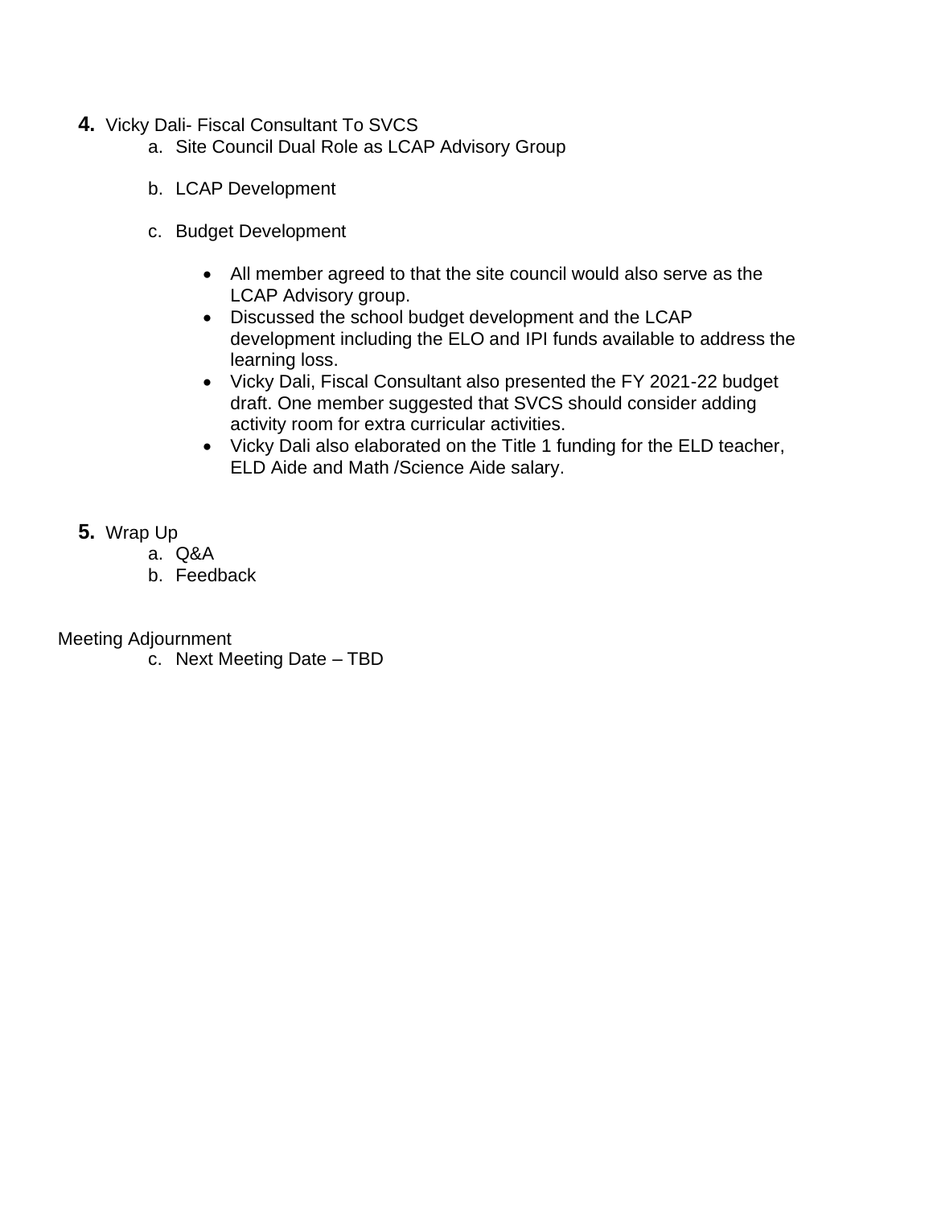4. Vicky Dali- Fiscal Consultant To SVCS
    a. Site Council Dual Role as LCAP Advisory Group

    b. LCAP Development

    c. Budget Development

        - All member agreed to that the site council would also serve as the LCAP Advisory group.
        - Discussed the school budget development and the LCAP development including the ELO and IPI funds available to address the learning loss.
        - Vicky Dali, Fiscal Consultant also presented the FY 2021-22 budget draft. One member suggested that SVCS should consider adding activity room for extra curricular activities.
        - Vicky Dali also elaborated on the Title 1 funding for the ELD teacher, ELD Aide and Math /Science Aide salary.

5. Wrap Up
    a. Q&A
    b. Feedback

Meeting Adjournment

c. Next Meeting Date – TBD